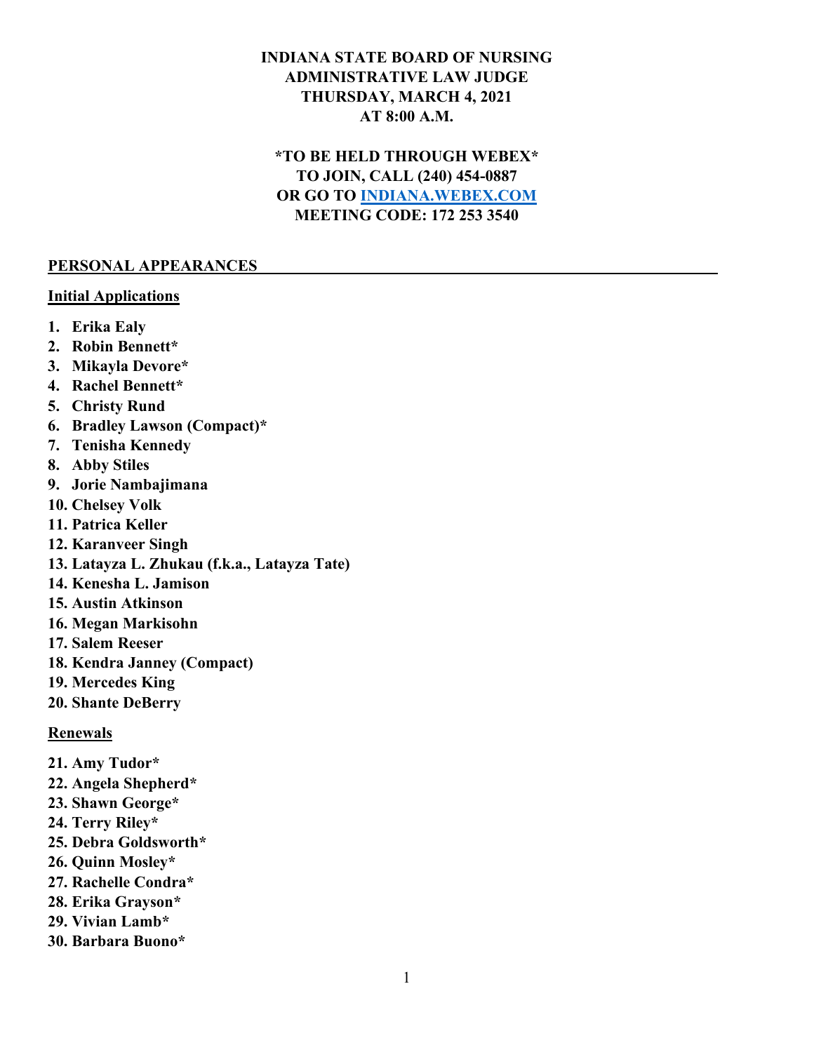**INDIANA STATE BOARD OF NURSING**
**ADMINISTRATIVE LAW JUDGE**
**THURSDAY, MARCH 4, 2021**
**AT 8:00 A.M.**

**\*TO BE HELD THROUGH WEBEX\***
**TO JOIN, CALL (240) 454-0887**
**OR GO TO [INDIANA.WEBEX.COM](https://indiana.webex.com)**
**MEETING CODE: 172 253 3540**

## PERSONAL APPEARANCES

### Initial Applications

1. **Erika Ealy**
2. **Robin Bennett***
3. **Mikayla Devore***
4. **Rachel Bennett***
5. **Christy Rund**
6. **Bradley Lawson (Compact)***
7. **Tenisha Kennedy**
8. **Abby Stiles**
9. **Jorie Nambajimana**
10. **Chelsey Volk**
11. **Patrica Keller**
12. **Karanveer Singh**
13. **Latayza L. Zhukau (f.k.a., Latayza Tate)**
14. **Kenesha L. Jamison**
15. **Austin Atkinson**
16. **Megan Markisohn**
17. **Salem Reeser**
18. **Kendra Janney (Compact)**
19. **Mercedes King**
20. **Shante DeBerry**

### Renewals

21. **Amy Tudor***
22. **Angela Shepherd***
23. **Shawn George***
24. **Terry Riley***
25. **Debra Goldsworth***
26. **Quinn Mosley***
27. **Rachelle Condra***
28. **Erika Grayson***
29. **Vivian Lamb***
30. **Barbara Buono***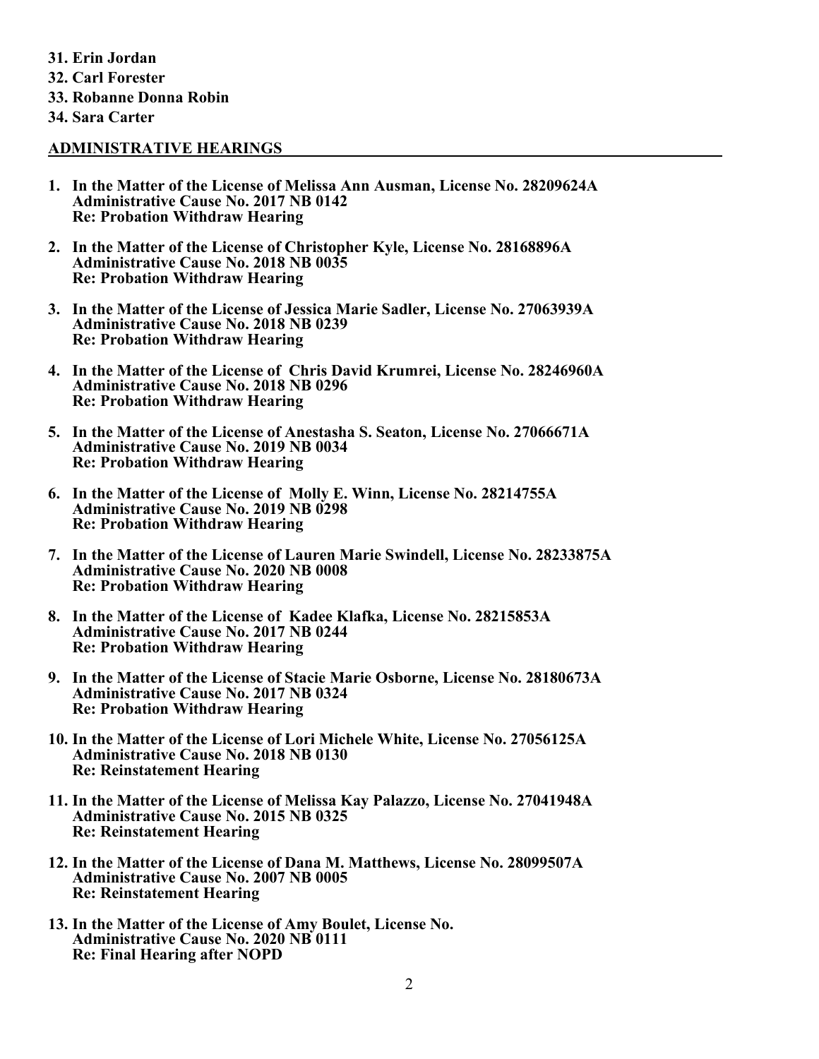31. **Erin Jordan**
32. **Carl Forester**
33. **Robanne Donna Robin**
34. **Sara Carter**

## ADMINISTRATIVE HEARINGS

1. **In the Matter of the License of Melissa Ann Ausman, License No. 28209624A**
   **Administrative Cause No. 2017 NB 0142**
   **Re: Probation Withdraw Hearing**

2. **In the Matter of the License of Christopher Kyle, License No. 28168896A**
   **Administrative Cause No. 2018 NB 0035**
   **Re: Probation Withdraw Hearing**

3. **In the Matter of the License of Jessica Marie Sadler, License No. 27063939A**
   **Administrative Cause No. 2018 NB 0239**
   **Re: Probation Withdraw Hearing**

4. **In the Matter of the License of Chris David Krumrei, License No. 28246960A**
   **Administrative Cause No. 2018 NB 0296**
   **Re: Probation Withdraw Hearing**

5. **In the Matter of the License of Anestasha S. Seaton, License No. 27066671A**
   **Administrative Cause No. 2019 NB 0034**
   **Re: Probation Withdraw Hearing**

6. **In the Matter of the License of Molly E. Winn, License No. 28214755A**
   **Administrative Cause No. 2019 NB 0298**
   **Re: Probation Withdraw Hearing**

7. **In the Matter of the License of Lauren Marie Swindell, License No. 28233875A**
   **Administrative Cause No. 2020 NB 0008**
   **Re: Probation Withdraw Hearing**

8. **In the Matter of the License of Kadee Klafka, License No. 28215853A**
   **Administrative Cause No. 2017 NB 0244**
   **Re: Probation Withdraw Hearing**

9. **In the Matter of the License of Stacie Marie Osborne, License No. 28180673A**
   **Administrative Cause No. 2017 NB 0324**
   **Re: Probation Withdraw Hearing**

10. **In the Matter of the License of Lori Michele White, License No. 27056125A**
    **Administrative Cause No. 2018 NB 0130**
    **Re: Reinstatement Hearing**

11. **In the Matter of the License of Melissa Kay Palazzo, License No. 27041948A**
    **Administrative Cause No. 2015 NB 0325**
    **Re: Reinstatement Hearing**

12. **In the Matter of the License of Dana M. Matthews, License No. 28099507A**
    **Administrative Cause No. 2007 NB 0005**
    **Re: Reinstatement Hearing**

13. **In the Matter of the License of Amy Boulet, License No.**
    **Administrative Cause No. 2020 NB 0111**
    **Re: Final Hearing after NOPD**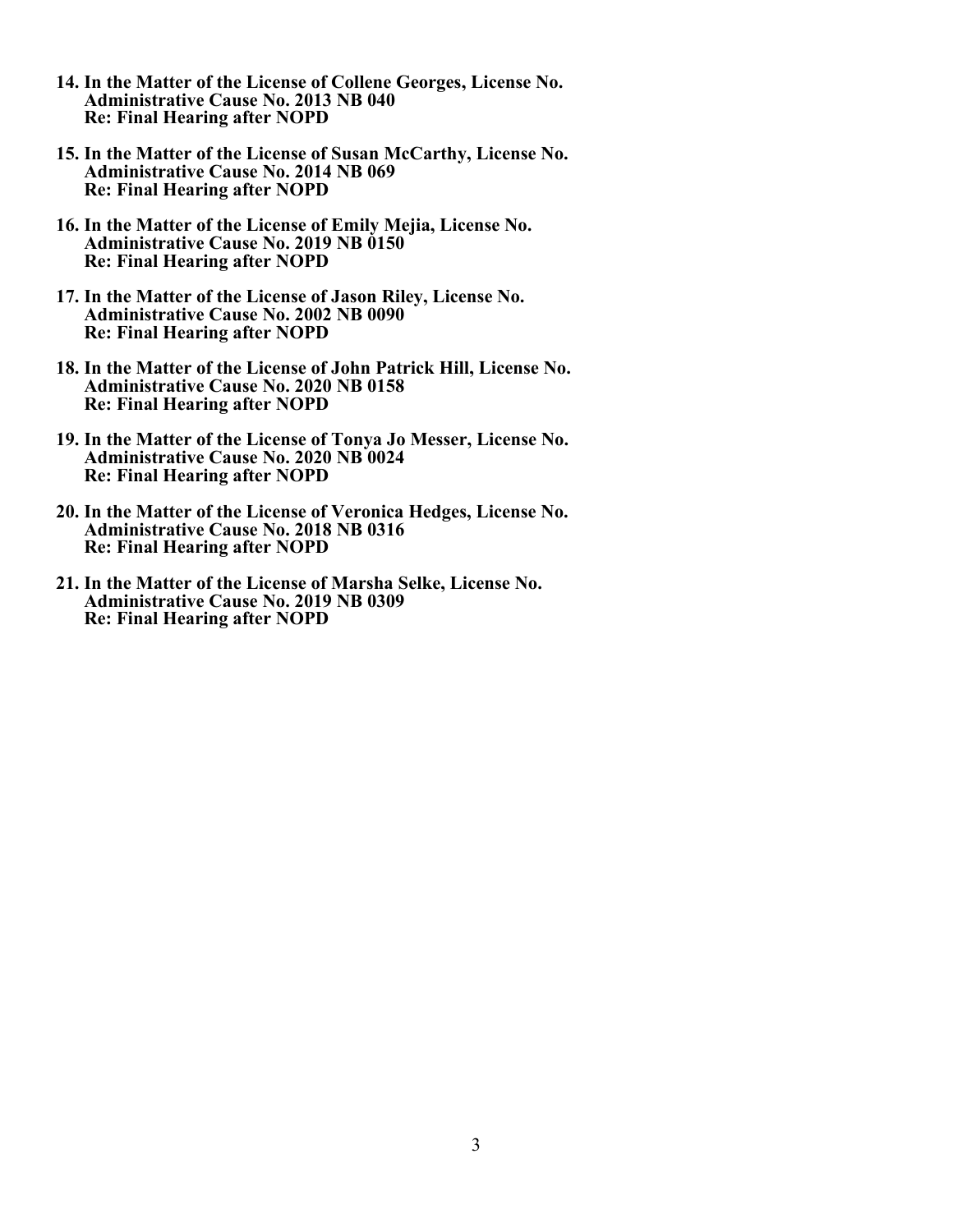14. **In the Matter of the License of Collene Georges, License No.**
    **Administrative Cause No. 2013 NB 040**
    **Re: Final Hearing after NOPD**

15. **In the Matter of the License of Susan McCarthy, License No.**
    **Administrative Cause No. 2014 NB 069**
    **Re: Final Hearing after NOPD**

16. **In the Matter of the License of Emily Mejia, License No.**
    **Administrative Cause No. 2019 NB 0150**
    **Re: Final Hearing after NOPD**

17. **In the Matter of the License of Jason Riley, License No.**
    **Administrative Cause No. 2002 NB 0090**
    **Re: Final Hearing after NOPD**

18. **In the Matter of the License of John Patrick Hill, License No.**
    **Administrative Cause No. 2020 NB 0158**
    **Re: Final Hearing after NOPD**

19. **In the Matter of the License of Tonya Jo Messer, License No.**
    **Administrative Cause No. 2020 NB 0024**
    **Re: Final Hearing after NOPD**

20. **In the Matter of the License of Veronica Hedges, License No.**
    **Administrative Cause No. 2018 NB 0316**
    **Re: Final Hearing after NOPD**

21. **In the Matter of the License of Marsha Selke, License No.**
    **Administrative Cause No. 2019 NB 0309**
    **Re: Final Hearing after NOPD**